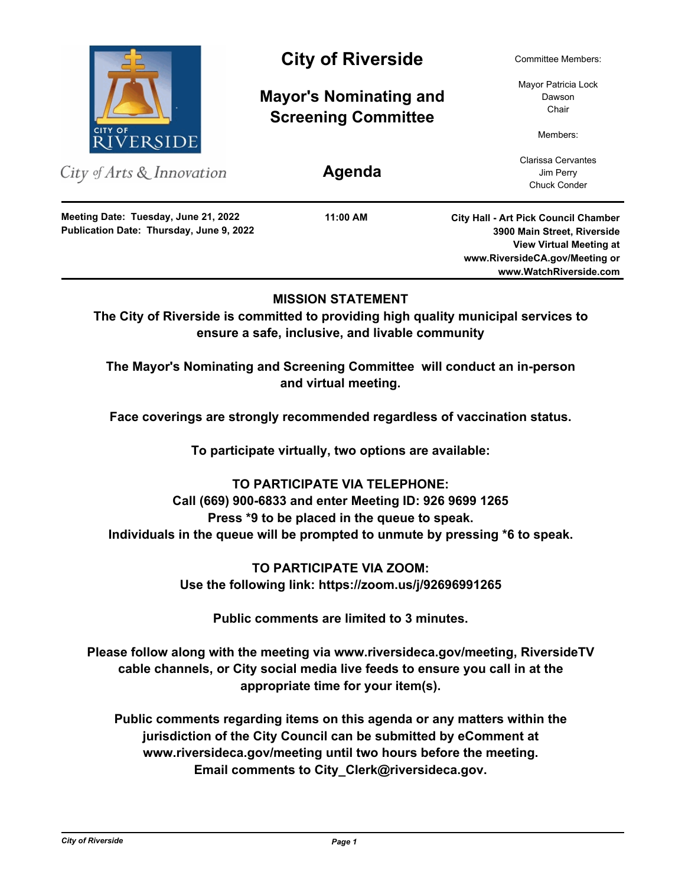City of Arts & Innovation

# City of Riverside

## Mayor's Nominating and Screening Committee

## Agenda

Committee Members:

Mayor Patricia Lock Dawson
Chair

Members:

Clarissa Cervantes
Jim Perry
Chuck Conder

**Meeting Date: Tuesday, June 21, 2022**
**Publication Date: Thursday, June 9, 2022**

**11:00 AM**

**City Hall - Art Pick Council Chamber**
**3900 Main Street, Riverside**
**View Virtual Meeting at**
**www.RiversideCA.gov/Meeting or**
**www.WatchRiverside.com**

---

**MISSION STATEMENT**

**The City of Riverside is committed to providing high quality municipal services to ensure a safe, inclusive, and livable community**

**The Mayor's Nominating and Screening Committee will conduct an in-person and virtual meeting.**

**Face coverings are strongly recommended regardless of vaccination status.**

**To participate virtually, two options are available:**

**TO PARTICIPATE VIA TELEPHONE:**
**Call (669) 900-6833 and enter Meeting ID: 926 9699 1265**
**Press *9 to be placed in the queue to speak.**
**Individuals in the queue will be prompted to unmute by pressing *6 to speak.**

**TO PARTICIPATE VIA ZOOM:**
**Use the following link: https://zoom.us/j/92696991265**

**Public comments are limited to 3 minutes.**

**Please follow along with the meeting via www.riversideca.gov/meeting, RiversideTV cable channels, or City social media live feeds to ensure you call in at the appropriate time for your item(s).**

**Public comments regarding items on this agenda or any matters within the jurisdiction of the City Council can be submitted by eComment at www.riversideca.gov/meeting until two hours before the meeting. Email comments to City_Clerk@riversideca.gov.**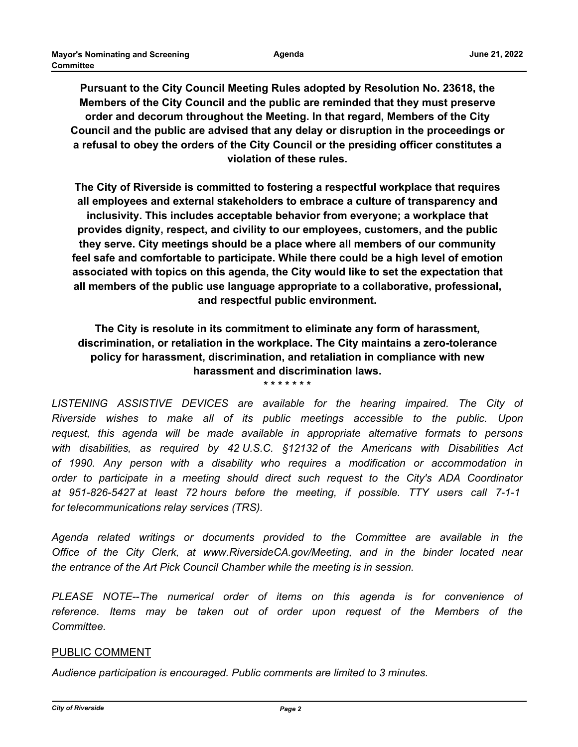**Pursuant to the City Council Meeting Rules adopted by Resolution No. 23618, the Members of the City Council and the public are reminded that they must preserve order and decorum throughout the Meeting. In that regard, Members of the City Council and the public are advised that any delay or disruption in the proceedings or a refusal to obey the orders of the City Council or the presiding officer constitutes a violation of these rules.**

**The City of Riverside is committed to fostering a respectful workplace that requires all employees and external stakeholders to embrace a culture of transparency and inclusivity. This includes acceptable behavior from everyone; a workplace that provides dignity, respect, and civility to our employees, customers, and the public they serve. City meetings should be a place where all members of our community feel safe and comfortable to participate. While there could be a high level of emotion associated with topics on this agenda, the City would like to set the expectation that all members of the public use language appropriate to a collaborative, professional, and respectful public environment.**

**The City is resolute in its commitment to eliminate any form of harassment, discrimination, or retaliation in the workplace. The City maintains a zero-tolerance policy for harassment, discrimination, and retaliation in compliance with new harassment and discrimination laws.**

\* \* \* \* \* \* \*

*LISTENING ASSISTIVE DEVICES are available for the hearing impaired. The City of Riverside wishes to make all of its public meetings accessible to the public. Upon request, this agenda will be made available in appropriate alternative formats to persons with disabilities, as required by 42 U.S.C. §12132 of the Americans with Disabilities Act of 1990. Any person with a disability who requires a modification or accommodation in order to participate in a meeting should direct such request to the City's ADA Coordinator at 951-826-5427 at least 72 hours before the meeting, if possible. TTY users call 7-1-1 for telecommunications relay services (TRS).*

*Agenda related writings or documents provided to the Committee are available in the Office of the City Clerk, at www.RiversideCA.gov/Meeting, and in the binder located near the entrance of the Art Pick Council Chamber while the meeting is in session.*

*PLEASE NOTE--The numerical order of items on this agenda is for convenience of reference. Items may be taken out of order upon request of the Members of the Committee.*

PUBLIC COMMENT

*Audience participation is encouraged. Public comments are limited to 3 minutes.*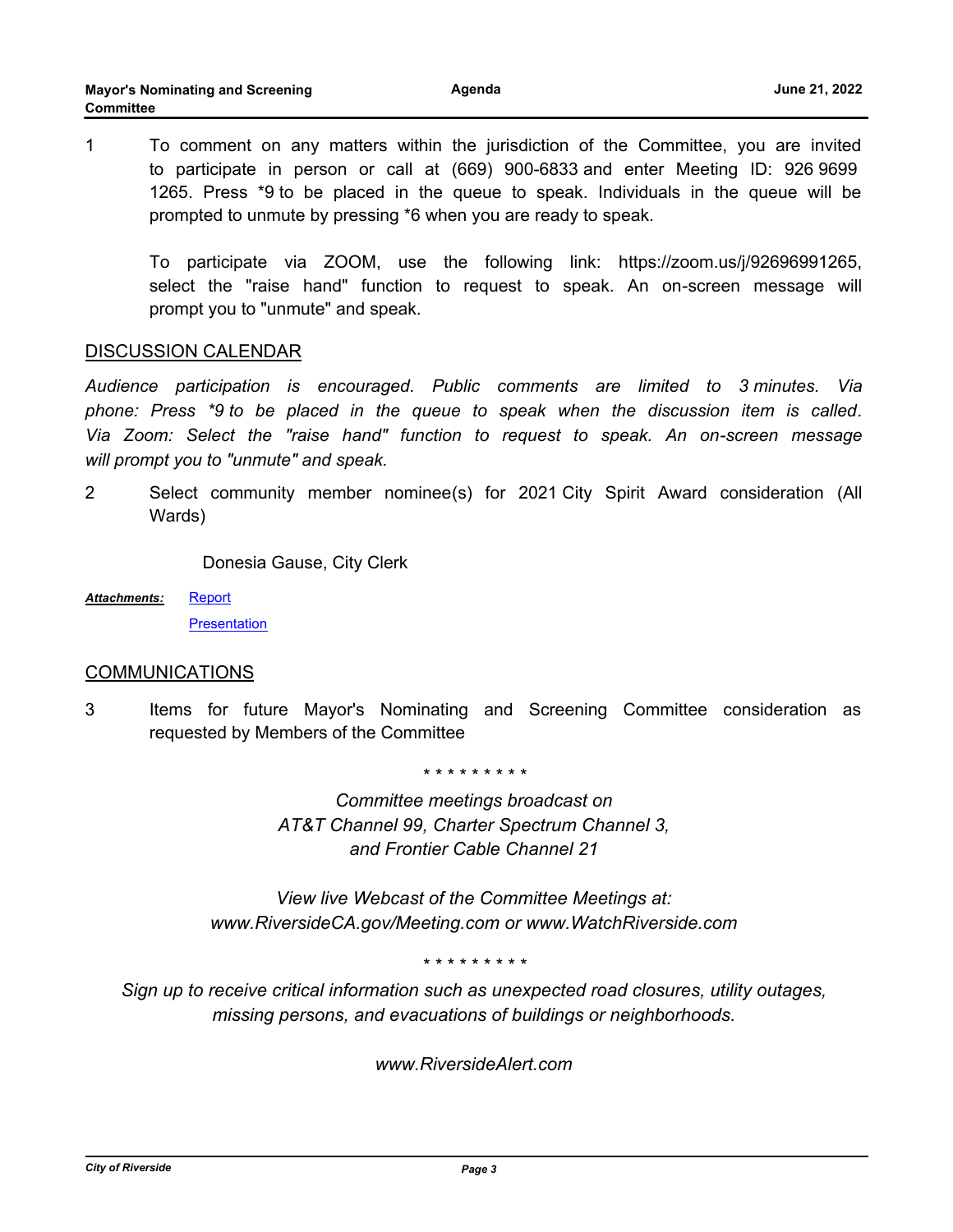1 To comment on any matters within the jurisdiction of the Committee, you are invited to participate in person or call at (669) 900-6833 and enter Meeting ID: 926 9699 1265. Press *9 to be placed in the queue to speak. Individuals in the queue will be prompted to unmute by pressing *6 when you are ready to speak.

To participate via ZOOM, use the following link: https://zoom.us/j/92696991265, select the "raise hand" function to request to speak. An on-screen message will prompt you to "unmute" and speak.

## DISCUSSION CALENDAR

*Audience participation is encouraged. Public comments are limited to 3 minutes. Via phone: Press *9 to be placed in the queue to speak when the discussion item is called. Via Zoom: Select the "raise hand" function to request to speak. An on-screen message will prompt you to "unmute" and speak.*

2 Select community member nominee(s) for 2021 City Spirit Award consideration (All Wards)

Donesia Gause, City Clerk

***Attachments:*** Report

Presentation

## COMMUNICATIONS

3 Items for future Mayor's Nominating and Screening Committee consideration as requested by Members of the Committee

\* * * * * * * * *

*Committee meetings broadcast on*
*AT&T Channel 99, Charter Spectrum Channel 3,*
*and Frontier Cable Channel 21*

*View live Webcast of the Committee Meetings at:*
*www.RiversideCA.gov/Meeting.com or www.WatchRiverside.com*

\* * * * * * * * *

*Sign up to receive critical information such as unexpected road closures, utility outages, missing persons, and evacuations of buildings or neighborhoods.*

*www.RiversideAlert.com*